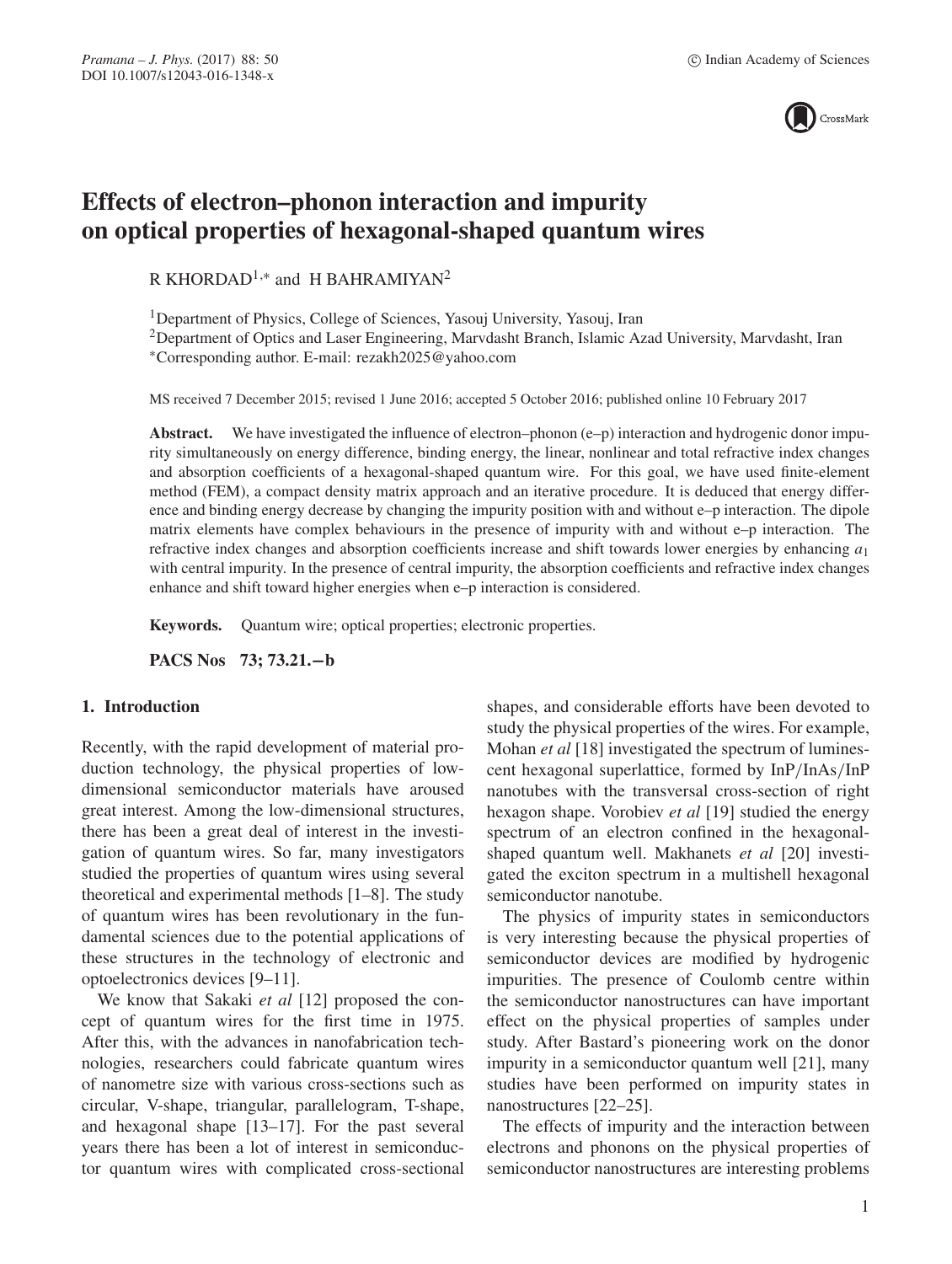# Effects of electron–phonon interaction and impurity on optical properties of hexagonal-shaped quantum wires

R KHORDAD[1,*] and H BAHRAMIYAN[2]

[1]Department of Physics, College of Sciences, Yasouj University, Yasouj, Iran
[2]Department of Optics and Laser Engineering, Marvdasht Branch, Islamic Azad University, Marvdasht, Iran
*Corresponding author. E-mail: rezakh2025@yahoo.com

MS received 7 December 2015; revised 1 June 2016; accepted 5 October 2016; published online 10 February 2017

**Abstract.** We have investigated the influence of electron–phonon (e–p) interaction and hydrogenic donor impurity simultaneously on energy difference, binding energy, the linear, nonlinear and total refractive index changes and absorption coefficients of a hexagonal-shaped quantum wire. For this goal, we have used finite-element method (FEM), a compact density matrix approach and an iterative procedure. It is deduced that energy difference and binding energy decrease by changing the impurity position with and without e–p interaction. The dipole matrix elements have complex behaviours in the presence of impurity with and without e–p interaction. The refractive index changes and absorption coefficients increase and shift towards lower energies by enhancing $a_1$ with central impurity. In the presence of central impurity, the absorption coefficients and refractive index changes enhance and shift toward higher energies when e–p interaction is considered.

**Keywords.** Quantum wire; optical properties; electronic properties.

**PACS Nos 73; 73.21.−b**

## 1. Introduction

Recently, with the rapid development of material production technology, the physical properties of low-dimensional semiconductor materials have aroused great interest. Among the low-dimensional structures, there has been a great deal of interest in the investigation of quantum wires. So far, many investigators studied the properties of quantum wires using several theoretical and experimental methods [1–8]. The study of quantum wires has been revolutionary in the fundamental sciences due to the potential applications of these structures in the technology of electronic and optoelectronics devices [9–11].

We know that Sakaki *et al* [12] proposed the concept of quantum wires for the first time in 1975. After this, with the advances in nanofabrication technologies, researchers could fabricate quantum wires of nanometre size with various cross-sections such as circular, V-shape, triangular, parallelogram, T-shape, and hexagonal shape [13–17]. For the past several years there has been a lot of interest in semiconductor quantum wires with complicated cross-sectional shapes, and considerable efforts have been devoted to study the physical properties of the wires. For example, Mohan *et al* [18] investigated the spectrum of luminescent hexagonal superlattice, formed by InP/InAs/InP nanotubes with the transversal cross-section of right hexagon shape. Vorobiev *et al* [19] studied the energy spectrum of an electron confined in the hexagonal-shaped quantum well. Makhanets *et al* [20] investigated the exciton spectrum in a multishell hexagonal semiconductor nanotube.

The physics of impurity states in semiconductors is very interesting because the physical properties of semiconductor devices are modified by hydrogenic impurities. The presence of Coulomb centre within the semiconductor nanostructures can have important effect on the physical properties of samples under study. After Bastard's pioneering work on the donor impurity in a semiconductor quantum well [21], many studies have been performed on impurity states in nanostructures [22–25].

The effects of impurity and the interaction between electrons and phonons on the physical properties of semiconductor nanostructures are interesting problems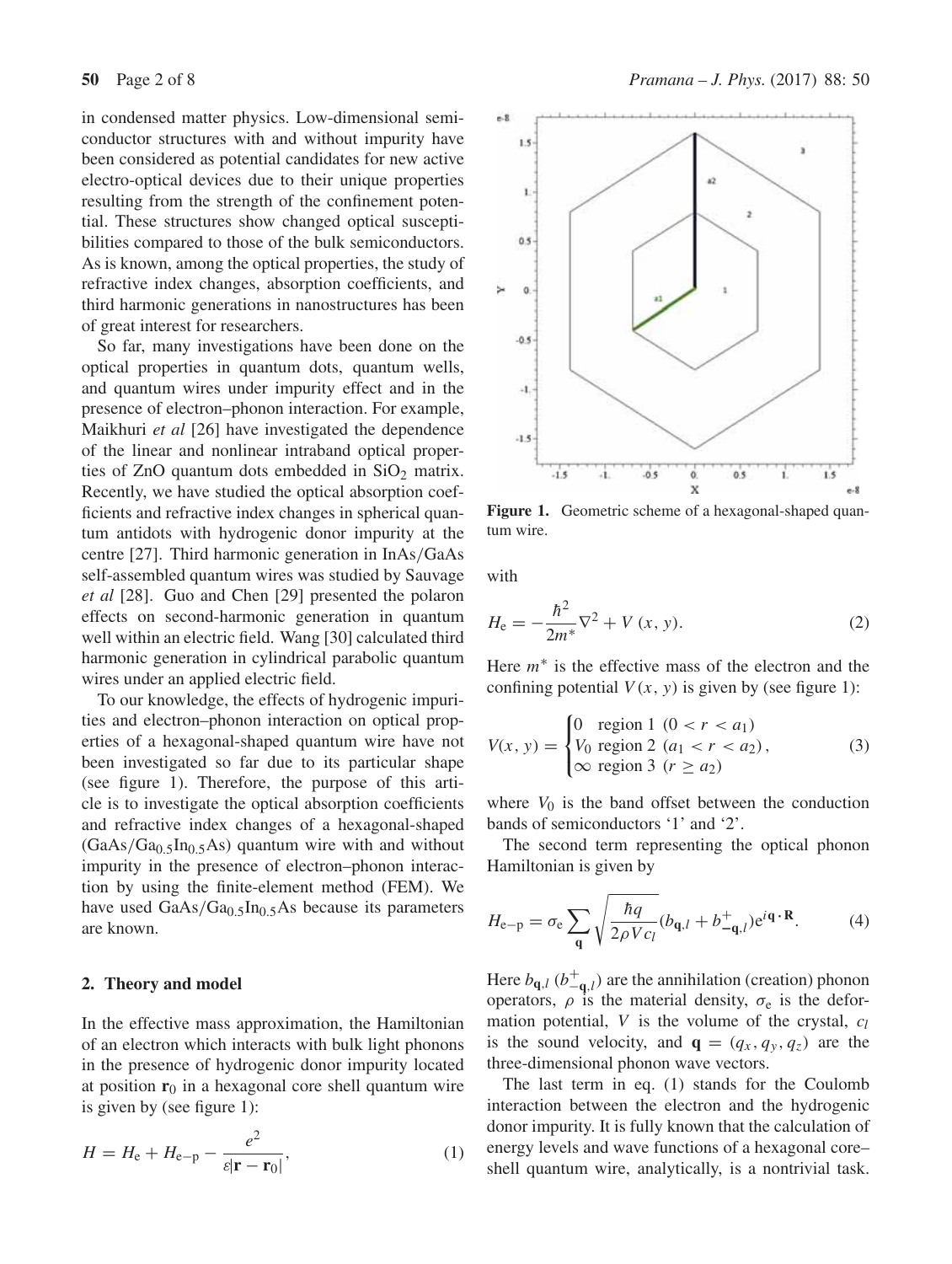in condensed matter physics. Low-dimensional semiconductor structures with and without impurity have been considered as potential candidates for new active electro-optical devices due to their unique properties resulting from the strength of the confinement potential. These structures show changed optical susceptibilities compared to those of the bulk semiconductors. As is known, among the optical properties, the study of refractive index changes, absorption coefficients, and third harmonic generations in nanostructures has been of great interest for researchers.

So far, many investigations have been done on the optical properties in quantum dots, quantum wells, and quantum wires under impurity effect and in the presence of electron–phonon interaction. For example, Maikhuri *et al* [26] have investigated the dependence of the linear and nonlinear intraband optical properties of ZnO quantum dots embedded in $SiO_2$ matrix. Recently, we have studied the optical absorption coefficients and refractive index changes in spherical quantum antidots with hydrogenic donor impurity at the centre [27]. Third harmonic generation in InAs/GaAs self-assembled quantum wires was studied by Sauvage *et al* [28]. Guo and Chen [29] presented the polaron effects on second-harmonic generation in quantum well within an electric field. Wang [30] calculated third harmonic generation in cylindrical parabolic quantum wires under an applied electric field.

To our knowledge, the effects of hydrogenic impurities and electron–phonon interaction on optical properties of a hexagonal-shaped quantum wire have not been investigated so far due to its particular shape (see figure 1). Therefore, the purpose of this article is to investigate the optical absorption coefficients and refractive index changes of a hexagonal-shaped ($GaAs/Ga_{0.5}In_{0.5}As$) quantum wire with and without impurity in the presence of electron–phonon interaction by using the finite-element method (FEM). We have used $GaAs/Ga_{0.5}In_{0.5}As$ because its parameters are known.

Figure 1. Geometric scheme of a hexagonal-shaped quantum wire.

## 2. Theory and model

In the effective mass approximation, the Hamiltonian of an electron which interacts with bulk light phonons in the presence of hydrogenic donor impurity located at position $\mathbf{r}_0$ in a hexagonal core shell quantum wire is given by (see figure 1):

$$H = H_{\mathrm{e}} + H_{\mathrm{e-p}} - \frac{e^2}{\varepsilon|\mathbf{r}-\mathbf{r}_0|}, \tag{1}$$

with

$$H_{\mathrm{e}} = -\frac{\hbar^2}{2m^*}\nabla^2 + V(x, y). \tag{2}$$

Here $m^*$ is the effective mass of the electron and the confining potential $V(x, y)$ is given by (see figure 1):

$$V(x, y) = \begin{cases} 0 & \text{region 1 } (0 < r < a_1) \\ V_0 & \text{region 2 } (a_1 < r < a_2), \\ \infty & \text{region 3 } (r \geq a_2) \end{cases} \tag{3}$$

where $V_0$ is the band offset between the conduction bands of semiconductors '1' and '2'.

The second term representing the optical phonon Hamiltonian is given by

$$H_{\mathrm{e-p}} = \sigma_{\mathrm{e}} \sum_{\mathbf{q}} \sqrt{\frac{\hbar q}{2\rho V c_l}} (b_{\mathbf{q},l} + b^{+}_{-\mathbf{q},l}) \mathrm{e}^{i\mathbf{q}\cdot\mathbf{R}}. \tag{4}$$

Here $b_{\mathbf{q},l}$ ($b^{+}_{-\mathbf{q},l}$) are the annihilation (creation) phonon operators, $\rho$ is the material density, $\sigma_{\mathrm{e}}$ is the deformation potential, $V$ is the volume of the crystal, $c_l$ is the sound velocity, and $\mathbf{q} = (q_x, q_y, q_z)$ are the three-dimensional phonon wave vectors.

The last term in eq. (1) stands for the Coulomb interaction between the electron and the hydrogenic donor impurity. It is fully known that the calculation of energy levels and wave functions of a hexagonal core–shell quantum wire, analytically, is a nontrivial task.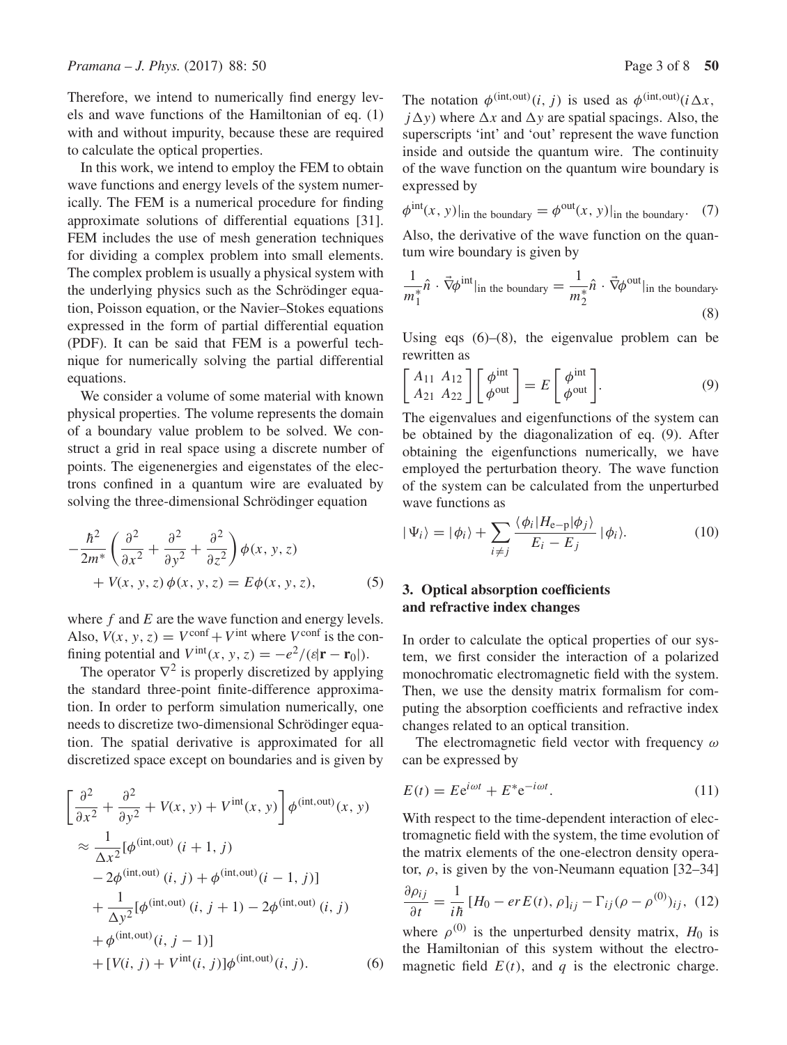Therefore, we intend to numerically find energy levels and wave functions of the Hamiltonian of eq. (1) with and without impurity, because these are required to calculate the optical properties.

In this work, we intend to employ the FEM to obtain wave functions and energy levels of the system numerically. The FEM is a numerical procedure for finding approximate solutions of differential equations [31]. FEM includes the use of mesh generation techniques for dividing a complex problem into small elements. The complex problem is usually a physical system with the underlying physics such as the Schrödinger equation, Poisson equation, or the Navier–Stokes equations expressed in the form of partial differential equation (PDF). It can be said that FEM is a powerful technique for numerically solving the partial differential equations.

We consider a volume of some material with known physical properties. The volume represents the domain of a boundary value problem to be solved. We construct a grid in real space using a discrete number of points. The eigenenergies and eigenstates of the electrons confined in a quantum wire are evaluated by solving the three-dimensional Schrödinger equation

$$-\frac{\hbar^2}{2m^*}\left(\frac{\partial^2}{\partial x^2}+\frac{\partial^2}{\partial y^2}+\frac{\partial^2}{\partial z^2}\right)\phi(x,y,z) + V(x,y,z)\,\phi(x,y,z) = E\phi(x,y,z), \tag{5}$$

where $f$ and $E$ are the wave function and energy levels. Also, $V(x,y,z) = V^{\text{conf}} + V^{\text{int}}$ where $V^{\text{conf}}$ is the confining potential and $V^{\text{int}}(x,y,z) = -e^2/(\varepsilon|\mathbf{r}-\mathbf{r}_0|)$.

The operator $\nabla^2$ is properly discretized by applying the standard three-point finite-difference approximation. In order to perform simulation numerically, one needs to discretize two-dimensional Schrödinger equation. The spatial derivative is approximated for all discretized space except on boundaries and is given by

$$\begin{aligned}
&\left[\frac{\partial^2}{\partial x^2}+\frac{\partial^2}{\partial y^2}+V(x,y)+V^{\text{int}}(x,y)\right]\phi^{(\text{int,out})}(x,y) \\
&\approx \frac{1}{\Delta x^2}[\phi^{(\text{int,out})}(i+1,j) - 2\phi^{(\text{int,out})}(i,j) + \phi^{(\text{int,out})}(i-1,j)] \\
&\quad + \frac{1}{\Delta y^2}[\phi^{(\text{int,out})}(i,j+1) - 2\phi^{(\text{int,out})}(i,j) + \phi^{(\text{int,out})}(i,j-1)] \\
&\quad + [V(i,j)+V^{\text{int}}(i,j)]\phi^{(\text{int,out})}(i,j).
\end{aligned} \tag{6}$$

The notation $\phi^{(\text{int,out})}(i,j)$ is used as $\phi^{(\text{int,out})}(i\Delta x, j\Delta y)$ where $\Delta x$ and $\Delta y$ are spatial spacings. Also, the superscripts 'int' and 'out' represent the wave function inside and outside the quantum wire. The continuity of the wave function on the quantum wire boundary is expressed by

$$\phi^{\text{int}}(x,y)|_{\text{in the boundary}} = \phi^{\text{out}}(x,y)|_{\text{in the boundary}}. \tag{7}$$

Also, the derivative of the wave function on the quantum wire boundary is given by

$$\frac{1}{m_1^*}\hat{n}\cdot\vec{\nabla}\phi^{\text{int}}|_{\text{in the boundary}} = \frac{1}{m_2^*}\hat{n}\cdot\vec{\nabla}\phi^{\text{out}}|_{\text{in the boundary}}. \tag{8}$$

Using eqs (6)–(8), the eigenvalue problem can be rewritten as

$$\begin{bmatrix} A_{11} & A_{12} \\ A_{21} & A_{22} \end{bmatrix}\begin{bmatrix} \phi^{\text{int}} \\ \phi^{\text{out}} \end{bmatrix} = E\begin{bmatrix} \phi^{\text{int}} \\ \phi^{\text{out}} \end{bmatrix}. \tag{9}$$

The eigenvalues and eigenfunctions of the system can be obtained by the diagonalization of eq. (9). After obtaining the eigenfunctions numerically, we have employed the perturbation theory. The wave function of the system can be calculated from the unperturbed wave functions as

$$|\Psi_i\rangle = |\phi_i\rangle + \sum_{i\neq j}\frac{\langle\phi_i|H_{\text{e-p}}|\phi_j\rangle}{E_i - E_j}|\phi_i\rangle. \tag{10}$$

## 3. Optical absorption coefficients and refractive index changes

In order to calculate the optical properties of our system, we first consider the interaction of a polarized monochromatic electromagnetic field with the system. Then, we use the density matrix formalism for computing the absorption coefficients and refractive index changes related to an optical transition.

The electromagnetic field vector with frequency $\omega$ can be expressed by

$$E(t) = E\mathrm{e}^{i\omega t} + E^*\mathrm{e}^{-i\omega t}. \tag{11}$$

With respect to the time-dependent interaction of electromagnetic field with the system, the time evolution of the matrix elements of the one-electron density operator, $\rho$, is given by the von-Neumann equation [32–34]

$$\frac{\partial\rho_{ij}}{\partial t} = \frac{1}{i\hbar}[H_0 - erE(t),\rho]_{ij} - \Gamma_{ij}(\rho-\rho^{(0)})_{ij}, \tag{12}$$

where $\rho^{(0)}$ is the unperturbed density matrix, $H_0$ is the Hamiltonian of this system without the electromagnetic field $E(t)$, and $q$ is the electronic charge.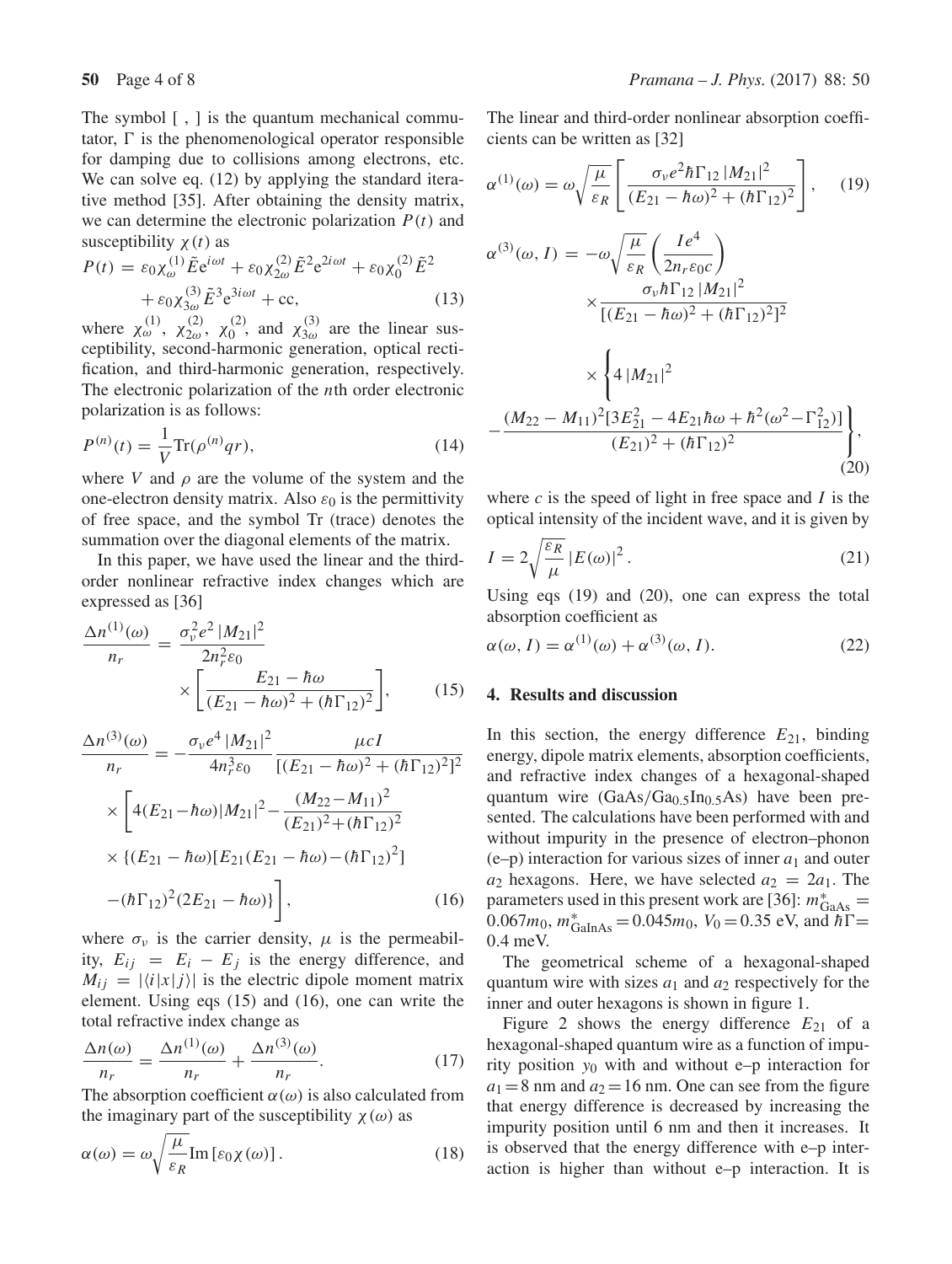The symbol [ , ] is the quantum mechanical commutator, $\Gamma$ is the phenomenological operator responsible for damping due to collisions among electrons, etc. We can solve eq. (12) by applying the standard iterative method [35]. After obtaining the density matrix, we can determine the electronic polarization $P(t)$ and susceptibility $\chi(t)$ as

$$P(t) = \varepsilon_0 \chi_{\omega}^{(1)} \tilde{E} \mathrm{e}^{i\omega t} + \varepsilon_0 \chi_{2\omega}^{(2)} \tilde{E}^2 \mathrm{e}^{2i\omega t} + \varepsilon_0 \chi_0^{(2)} \tilde{E}^2 + \varepsilon_0 \chi_{3\omega}^{(3)} \tilde{E}^3 \mathrm{e}^{3i\omega t} + \mathrm{cc}, \tag{13}$$

where $\chi_{\omega}^{(1)}$, $\chi_{2\omega}^{(2)}$, $\chi_0^{(2)}$, and $\chi_{3\omega}^{(3)}$ are the linear susceptibility, second-harmonic generation, optical rectification, and third-harmonic generation, respectively. The electronic polarization of the $n$th order electronic polarization is as follows:

$$P^{(n)}(t) = \frac{1}{V} \mathrm{Tr}(\rho^{(n)} q r), \tag{14}$$

where $V$ and $\rho$ are the volume of the system and the one-electron density matrix. Also $\varepsilon_0$ is the permittivity of free space, and the symbol Tr (trace) denotes the summation over the diagonal elements of the matrix.

In this paper, we have used the linear and the third-order nonlinear refractive index changes which are expressed as [36]

$$\frac{\Delta n^{(1)}(\omega)}{n_r} = \frac{\sigma_v^2 e^2 |M_{21}|^2}{2 n_r^2 \varepsilon_0} \times \left[ \frac{E_{21} - \hbar\omega}{(E_{21} - \hbar\omega)^2 + (\hbar\Gamma_{12})^2} \right], \tag{15}$$

$$\begin{aligned}\frac{\Delta n^{(3)}(\omega)}{n_r} = &-\frac{\sigma_v e^4 |M_{21}|^2}{4 n_r^3 \varepsilon_0} \frac{\mu c I}{[(E_{21} - \hbar\omega)^2 + (\hbar\Gamma_{12})^2]^2} \\ &\times \left[ 4(E_{21} - \hbar\omega)|M_{21}|^2 - \frac{(M_{22} - M_{11})^2}{(E_{21})^2 + (\hbar\Gamma_{12})^2} \right. \\ &\times \{(E_{21} - \hbar\omega)[E_{21}(E_{21} - \hbar\omega) - (\hbar\Gamma_{12})^2] \\ &\left. - (\hbar\Gamma_{12})^2 (2E_{21} - \hbar\omega)\} \right],\end{aligned} \tag{16}$$

where $\sigma_v$ is the carrier density, $\mu$ is the permeability, $E_{ij} = E_i - E_j$ is the energy difference, and $M_{ij} = |\langle i|x|j\rangle|$ is the electric dipole moment matrix element. Using eqs (15) and (16), one can write the total refractive index change as

$$\frac{\Delta n(\omega)}{n_r} = \frac{\Delta n^{(1)}(\omega)}{n_r} + \frac{\Delta n^{(3)}(\omega)}{n_r}. \tag{17}$$

The absorption coefficient $\alpha(\omega)$ is also calculated from the imaginary part of the susceptibility $\chi(\omega)$ as

$$\alpha(\omega) = \omega \sqrt{\frac{\mu}{\varepsilon_R}} \mathrm{Im}\,[\varepsilon_0 \chi(\omega)]. \tag{18}$$

The linear and third-order nonlinear absorption coefficients can be written as [32]

$$\alpha^{(1)}(\omega) = \omega \sqrt{\frac{\mu}{\varepsilon_R}} \left[ \frac{\sigma_v e^2 \hbar \Gamma_{12} |M_{21}|^2}{(E_{21} - \hbar\omega)^2 + (\hbar\Gamma_{12})^2} \right], \tag{19}$$

$$\begin{aligned}\alpha^{(3)}(\omega, I) = &-\omega \sqrt{\frac{\mu}{\varepsilon_R}} \left( \frac{I e^4}{2 n_r \varepsilon_0 c} \right) \times \frac{\sigma_v \hbar \Gamma_{12} |M_{21}|^2}{[(E_{21} - \hbar\omega)^2 + (\hbar\Gamma_{12})^2]^2} \\ &\times \left\{ 4|M_{21}|^2 - \frac{(M_{22} - M_{11})^2 [3E_{21}^2 - 4E_{21}\hbar\omega + \hbar^2(\omega^2 - \Gamma_{12}^2)]}{(E_{21})^2 + (\hbar\Gamma_{12})^2} \right\},\end{aligned} \tag{20}$$

where $c$ is the speed of light in free space and $I$ is the optical intensity of the incident wave, and it is given by

$$I = 2\sqrt{\frac{\varepsilon_R}{\mu}} |E(\omega)|^2. \tag{21}$$

Using eqs (19) and (20), one can express the total absorption coefficient as

$$\alpha(\omega, I) = \alpha^{(1)}(\omega) + \alpha^{(3)}(\omega, I). \tag{22}$$

## 4. Results and discussion

In this section, the energy difference $E_{21}$, binding energy, dipole matrix elements, absorption coefficients, and refractive index changes of a hexagonal-shaped quantum wire ($GaAs/Ga_{0.5}In_{0.5}As$) have been presented. The calculations have been performed with and without impurity in the presence of electron–phonon (e–p) interaction for various sizes of inner $a_1$ and outer $a_2$ hexagons. Here, we have selected $a_2 = 2a_1$. The parameters used in this present work are [36]: $m^*_{\mathrm{GaAs}} = 0.067 m_0$, $m^*_{\mathrm{GaInAs}} = 0.045 m_0$, $V_0 = 0.35$ eV, and $\hbar\Gamma = 0.4$ meV.

The geometrical scheme of a hexagonal-shaped quantum wire with sizes $a_1$ and $a_2$ respectively for the inner and outer hexagons is shown in figure 1.

Figure 2 shows the energy difference $E_{21}$ of a hexagonal-shaped quantum wire as a function of impurity position $y_0$ with and without e–p interaction for $a_1 = 8$ nm and $a_2 = 16$ nm. One can see from the figure that energy difference is decreased by increasing the impurity position until 6 nm and then it increases. It is observed that the energy difference with e–p interaction is higher than without e–p interaction. It is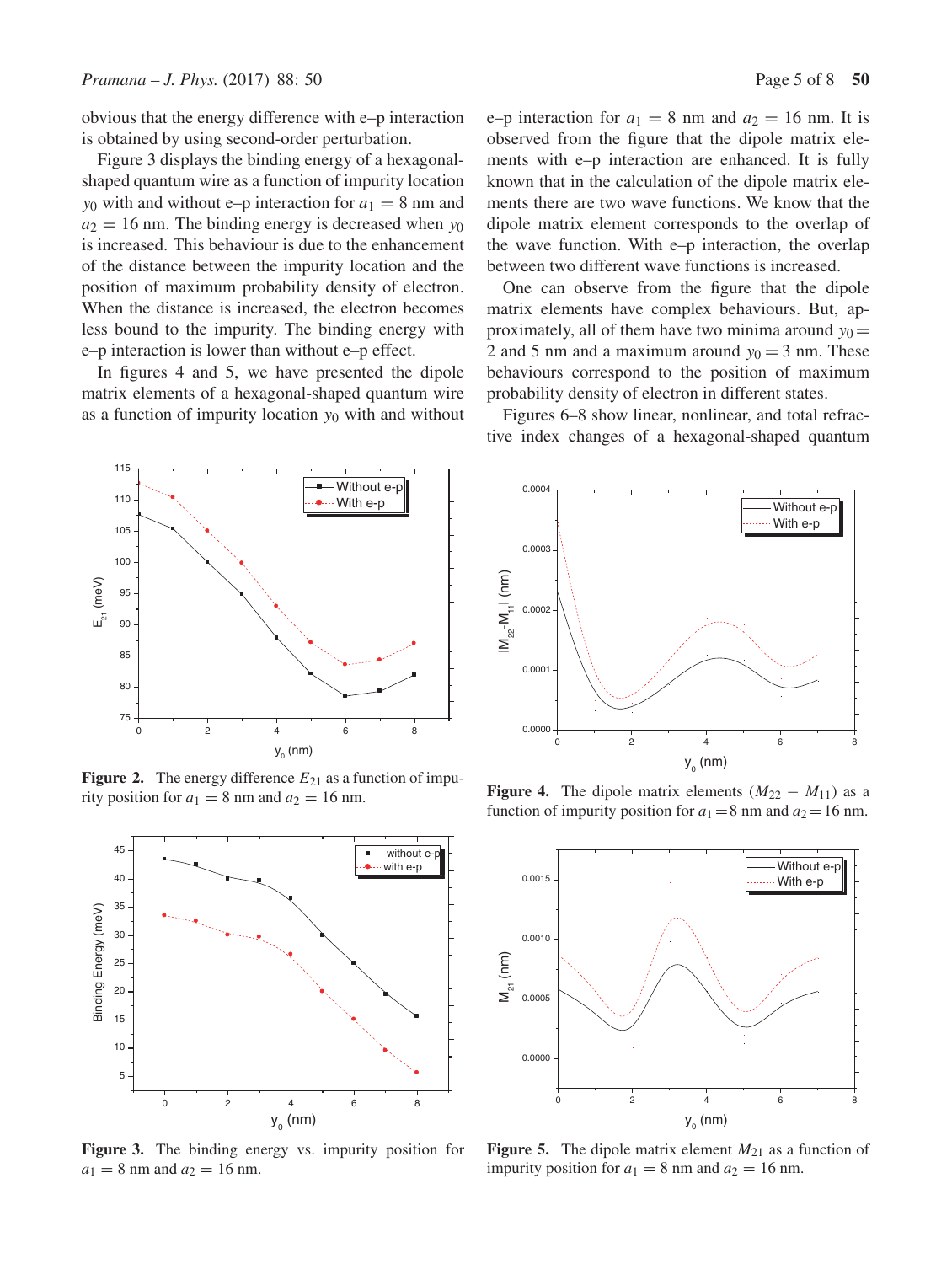obvious that the energy difference with e–p interaction is obtained by using second-order perturbation.

Figure 3 displays the binding energy of a hexagonal-shaped quantum wire as a function of impurity location $y_0$ with and without e–p interaction for $a_1 = 8$ nm and $a_2 = 16$ nm. The binding energy is decreased when $y_0$ is increased. This behaviour is due to the enhancement of the distance between the impurity location and the position of maximum probability density of electron. When the distance is increased, the electron becomes less bound to the impurity. The binding energy with e–p interaction is lower than without e–p effect.

In figures 4 and 5, we have presented the dipole matrix elements of a hexagonal-shaped quantum wire as a function of impurity location $y_0$ with and without e–p interaction for $a_1 = 8$ nm and $a_2 = 16$ nm. It is observed from the figure that the dipole matrix elements with e–p interaction are enhanced. It is fully known that in the calculation of the dipole matrix elements there are two wave functions. We know that the dipole matrix element corresponds to the overlap of the wave function. With e–p interaction, the overlap between two different wave functions is increased.

One can observe from the figure that the dipole matrix elements have complex behaviours. But, approximately, all of them have two minima around $y_0 = 2$ and 5 nm and a maximum around $y_0 = 3$ nm. These behaviours correspond to the position of maximum probability density of electron in different states.

Figures 6–8 show linear, nonlinear, and total refractive index changes of a hexagonal-shaped quantum

**Figure 2.** The energy difference $E_{21}$ as a function of impurity position for $a_1 = 8$ nm and $a_2 = 16$ nm.

**Figure 3.** The binding energy vs. impurity position for $a_1 = 8$ nm and $a_2 = 16$ nm.

**Figure 4.** The dipole matrix elements $(M_{22} - M_{11})$ as a function of impurity position for $a_1 = 8$ nm and $a_2 = 16$ nm.

**Figure 5.** The dipole matrix element $M_{21}$ as a function of impurity position for $a_1 = 8$ nm and $a_2 = 16$ nm.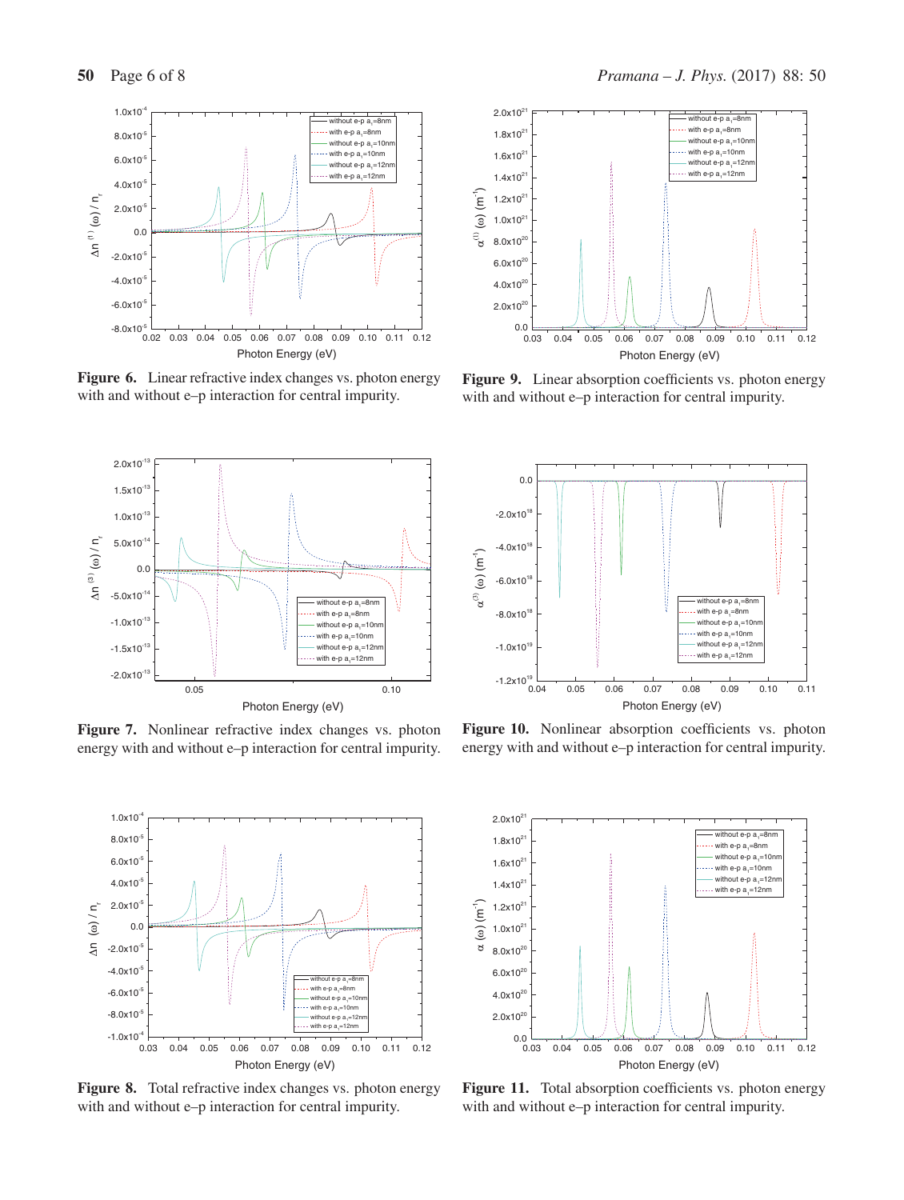**Figure 6.** Linear refractive index changes vs. photon energy with and without e–p interaction for central impurity.

**Figure 9.** Linear absorption coefficients vs. photon energy with and without e–p interaction for central impurity.

**Figure 7.** Nonlinear refractive index changes vs. photon energy with and without e–p interaction for central impurity.

**Figure 10.** Nonlinear absorption coefficients vs. photon energy with and without e–p interaction for central impurity.

**Figure 8.** Total refractive index changes vs. photon energy with and without e–p interaction for central impurity.

**Figure 11.** Total absorption coefficients vs. photon energy with and without e–p interaction for central impurity.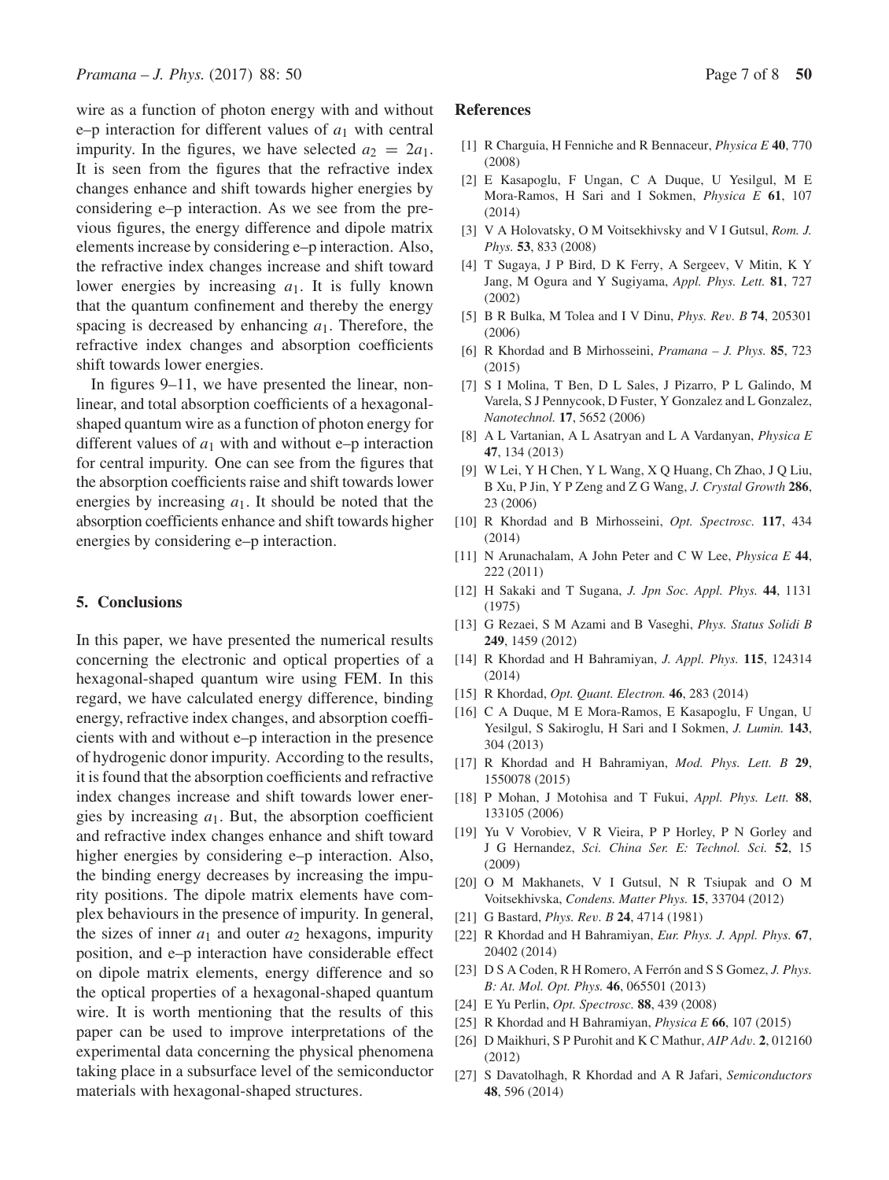wire as a function of photon energy with and without e–p interaction for different values of $a_1$ with central impurity. In the figures, we have selected $a_2 = 2a_1$. It is seen from the figures that the refractive index changes enhance and shift towards higher energies by considering e–p interaction. As we see from the previous figures, the energy difference and dipole matrix elements increase by considering e–p interaction. Also, the refractive index changes increase and shift toward lower energies by increasing $a_1$. It is fully known that the quantum confinement and thereby the energy spacing is decreased by enhancing $a_1$. Therefore, the refractive index changes and absorption coefficients shift towards lower energies.

In figures 9–11, we have presented the linear, nonlinear, and total absorption coefficients of a hexagonal-shaped quantum wire as a function of photon energy for different values of $a_1$ with and without e–p interaction for central impurity. One can see from the figures that the absorption coefficients raise and shift towards lower energies by increasing $a_1$. It should be noted that the absorption coefficients enhance and shift towards higher energies by considering e–p interaction.

## 5. Conclusions

In this paper, we have presented the numerical results concerning the electronic and optical properties of a hexagonal-shaped quantum wire using FEM. In this regard, we have calculated energy difference, binding energy, refractive index changes, and absorption coefficients with and without e–p interaction in the presence of hydrogenic donor impurity. According to the results, it is found that the absorption coefficients and refractive index changes increase and shift towards lower energies by increasing $a_1$. But, the absorption coefficient and refractive index changes enhance and shift toward higher energies by considering e–p interaction. Also, the binding energy decreases by increasing the impurity positions. The dipole matrix elements have complex behaviours in the presence of impurity. In general, the sizes of inner $a_1$ and outer $a_2$ hexagons, impurity position, and e–p interaction have considerable effect on dipole matrix elements, energy difference and so the optical properties of a hexagonal-shaped quantum wire. It is worth mentioning that the results of this paper can be used to improve interpretations of the experimental data concerning the physical phenomena taking place in a subsurface level of the semiconductor materials with hexagonal-shaped structures.

## References

[1] R Charguia, H Fenniche and R Bennaceur, *Physica E* **40**, 770 (2008)

[2] E Kasapoglu, F Ungan, C A Duque, U Yesilgul, M E Mora-Ramos, H Sari and I Sokmen, *Physica E* **61**, 107 (2014)

[3] V A Holovatsky, O M Voitsekhivsky and V I Gutsul, *Rom. J. Phys.* **53**, 833 (2008)

[4] T Sugaya, J P Bird, D K Ferry, A Sergeev, V Mitin, K Y Jang, M Ogura and Y Sugiyama, *Appl. Phys. Lett.* **81**, 727 (2002)

[5] B R Bulka, M Tolea and I V Dinu, *Phys. Rev. B* **74**, 205301 (2006)

[6] R Khordad and B Mirhosseini, *Pramana – J. Phys.* **85**, 723 (2015)

[7] S I Molina, T Ben, D L Sales, J Pizarro, P L Galindo, M Varela, S J Pennycook, D Fuster, Y Gonzalez and L Gonzalez, *Nanotechnol.* **17**, 5652 (2006)

[8] A L Vartanian, A L Asatryan and L A Vardanyan, *Physica E* **47**, 134 (2013)

[9] W Lei, Y H Chen, Y L Wang, X Q Huang, Ch Zhao, J Q Liu, B Xu, P Jin, Y P Zeng and Z G Wang, *J. Crystal Growth* **286**, 23 (2006)

[10] R Khordad and B Mirhosseini, *Opt. Spectrosc.* **117**, 434 (2014)

[11] N Arunachalam, A John Peter and C W Lee, *Physica E* **44**, 222 (2011)

[12] H Sakaki and T Sugana, *J. Jpn Soc. Appl. Phys.* **44**, 1131 (1975)

[13] G Rezaei, S M Azami and B Vaseghi, *Phys. Status Solidi B* **249**, 1459 (2012)

[14] R Khordad and H Bahramiyan, *J. Appl. Phys.* **115**, 124314 (2014)

[15] R Khordad, *Opt. Quant. Electron.* **46**, 283 (2014)

[16] C A Duque, M E Mora-Ramos, E Kasapoglu, F Ungan, U Yesilgul, S Sakiroglu, H Sari and I Sokmen, *J. Lumin.* **143**, 304 (2013)

[17] R Khordad and H Bahramiyan, *Mod. Phys. Lett. B* **29**, 1550078 (2015)

[18] P Mohan, J Motohisa and T Fukui, *Appl. Phys. Lett.* **88**, 133105 (2006)

[19] Yu V Vorobiev, V R Vieira, P P Horley, P N Gorley and J G Hernandez, *Sci. China Ser. E: Technol. Sci.* **52**, 15 (2009)

[20] O M Makhanets, V I Gutsul, N R Tsiupak and O M Voitsekhivska, *Condens. Matter Phys.* **15**, 33704 (2012)

[21] G Bastard, *Phys. Rev. B* **24**, 4714 (1981)

[22] R Khordad and H Bahramiyan, *Eur. Phys. J. Appl. Phys.* **67**, 20402 (2014)

[23] D S A Coden, R H Romero, A Ferrón and S S Gomez, *J. Phys. B: At. Mol. Opt. Phys.* **46**, 065501 (2013)

[24] E Yu Perlin, *Opt. Spectrosc.* **88**, 439 (2008)

[25] R Khordad and H Bahramiyan, *Physica E* **66**, 107 (2015)

[26] D Maikhuri, S P Purohit and K C Mathur, *AIP Adv.* **2**, 012160 (2012)

[27] S Davatolhagh, R Khordad and A R Jafari, *Semiconductors* **48**, 596 (2014)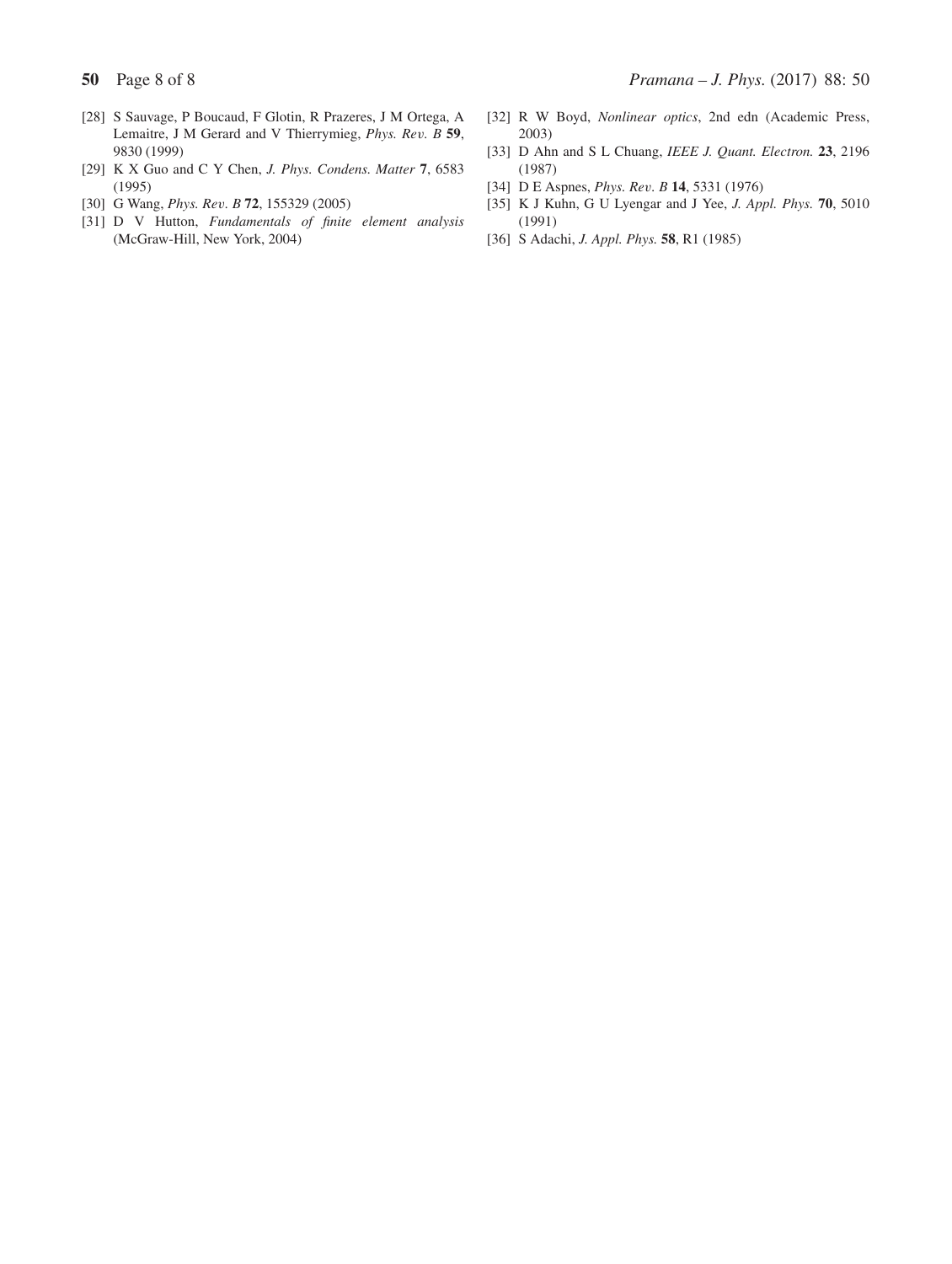[28] S Sauvage, P Boucaud, F Glotin, R Prazeres, J M Ortega, A Lemaitre, J M Gerard and V Thierrymieg, *Phys. Rev. B* **59**, 9830 (1999)

[29] K X Guo and C Y Chen, *J. Phys. Condens. Matter* **7**, 6583 (1995)

[30] G Wang, *Phys. Rev. B* **72**, 155329 (2005)

[31] D V Hutton, *Fundamentals of finite element analysis* (McGraw-Hill, New York, 2004)

[32] R W Boyd, *Nonlinear optics*, 2nd edn (Academic Press, 2003)

[33] D Ahn and S L Chuang, *IEEE J. Quant. Electron.* **23**, 2196 (1987)

[34] D E Aspnes, *Phys. Rev. B* **14**, 5331 (1976)

[35] K J Kuhn, G U Lyengar and J Yee, *J. Appl. Phys.* **70**, 5010 (1991)

[36] S Adachi, *J. Appl. Phys.* **58**, R1 (1985)